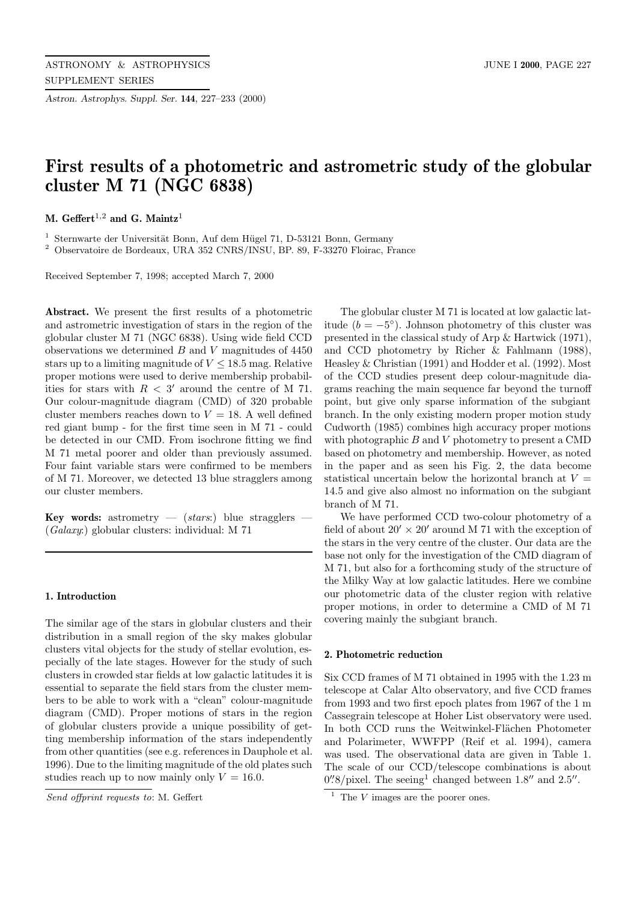# First results of a photometric and astrometric study of the globular cluster M 71 (NGC 6838)

**M. Geffert**[1,2] **and G. Maintz**[1]

[1] Sternwarte der Universität Bonn, Auf dem Hügel 71, D-53121 Bonn, Germany
[2] Observatoire de Bordeaux, URA 352 CNRS/INSU, BP. 89, F-33270 Floirac, France

Received September 7, 1998; accepted March 7, 2000

**Abstract.** We present the first results of a photometric and astrometric investigation of stars in the region of the globular cluster M 71 (NGC 6838). Using wide field CCD observations we determined $B$ and $V$ magnitudes of 4450 stars up to a limiting magnitude of $V \leq 18.5$ mag. Relative proper motions were used to derive membership probabilities for stars with $R < 3'$ around the centre of M 71. Our colour-magnitude diagram (CMD) of 320 probable cluster members reaches down to $V = 18$. A well defined red giant bump - for the first time seen in M 71 - could be detected in our CMD. From isochrone fitting we find M 71 metal poorer and older than previously assumed. Four faint variable stars were confirmed to be members of M 71. Moreover, we detected 13 blue stragglers among our cluster members.

**Key words:** astrometry — (*stars*:) blue stragglers — (*Galaxy*:) globular clusters: individual: M 71

## 1. Introduction

The similar age of the stars in globular clusters and their distribution in a small region of the sky makes globular clusters vital objects for the study of stellar evolution, especially of the late stages. However for the study of such clusters in crowded star fields at low galactic latitudes it is essential to separate the field stars from the cluster members to be able to work with a "clean" colour-magnitude diagram (CMD). Proper motions of stars in the region of globular clusters provide a unique possibility of getting membership information of the stars independently from other quantities (see e.g. references in Dauphole et al. 1996). Due to the limiting magnitude of the old plates such studies reach up to now mainly only $V = 16.0$.

The globular cluster M 71 is located at low galactic latitude ($b = -5°$). Johnson photometry of this cluster was presented in the classical study of Arp & Hartwick (1971), and CCD photometry by Richer & Fahlmann (1988), Heasley & Christian (1991) and Hodder et al. (1992). Most of the CCD studies present deep colour-magnitude diagrams reaching the main sequence far beyond the turnoff point, but give only sparse information of the subgiant branch. In the only existing modern proper motion study Cudworth (1985) combines high accuracy proper motions with photographic $B$ and $V$ photometry to present a CMD based on photometry and membership. However, as noted in the paper and as seen his Fig. 2, the data become statistical uncertain below the horizontal branch at $V = 14.5$ and give also almost no information on the subgiant branch of M 71.

We have performed CCD two-colour photometry of a field of about $20' \times 20'$ around M 71 with the exception of the stars in the very centre of the cluster. Our data are the base not only for the investigation of the CMD diagram of M 71, but also for a forthcoming study of the structure of the Milky Way at low galactic latitudes. Here we combine our photometric data of the cluster region with relative proper motions, in order to determine a CMD of M 71 covering mainly the subgiant branch.

## 2. Photometric reduction

Six CCD frames of M 71 obtained in 1995 with the 1.23 m telescope at Calar Alto observatory, and five CCD frames from 1993 and two first epoch plates from 1967 of the 1 m Cassegrain telescope at Hoher List observatory were used. In both CCD runs the Weitwinkel-Flächen Photometer and Polarimeter, WWFPP (Reif et al. 1994), camera was used. The observational data are given in Table 1. The scale of our CCD/telescope combinations is about $0\rlap{.}''8$/pixel. The seeing[1] changed between $1.8''$ and $2.5''$.

[1] The $V$ images are the poorer ones.

*Send offprint requests to*: M. Geffert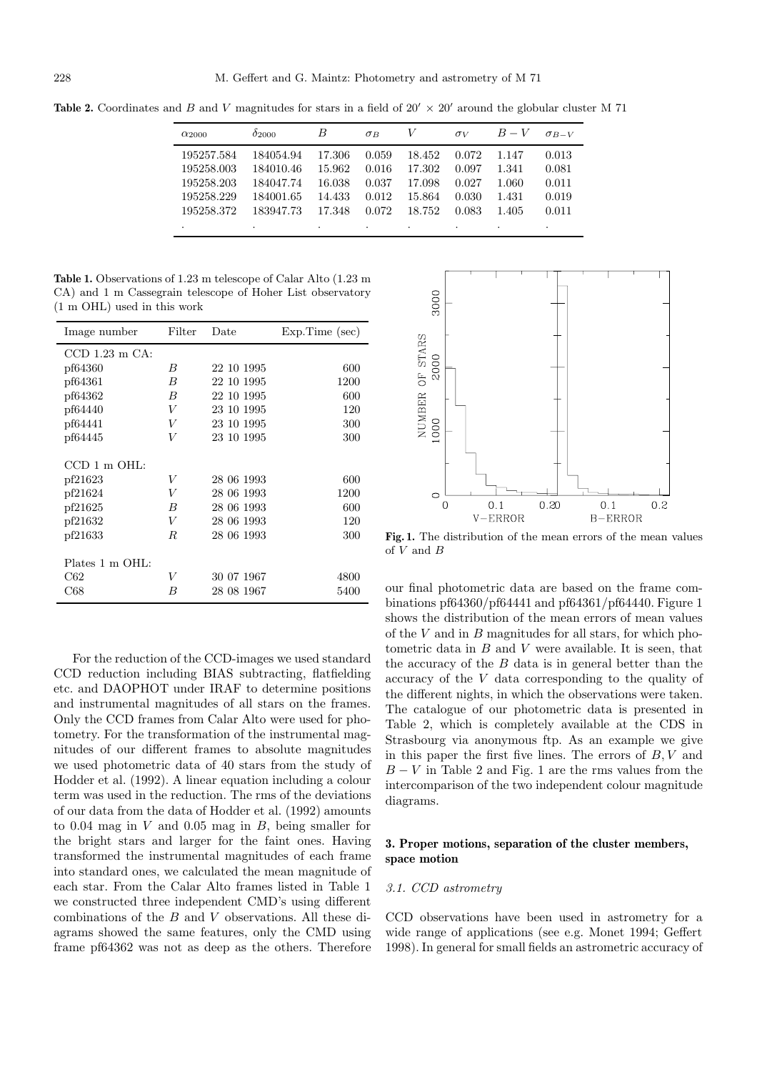**Table 2.** Coordinates and $B$ and $V$ magnitudes for stars in a field of $20' \times 20'$ around the globular cluster M 71

| $\alpha_{2000}$ | $\delta_{2000}$ | $B$ | $\sigma_B$ | $V$ | $\sigma_V$ | $B-V$ | $\sigma_{B-V}$ |
|---|---|---|---|---|---|---|---|
| 195257.584 | 184054.94 | 17.306 | 0.059 | 18.452 | 0.072 | 1.147 | 0.013 |
| 195258.003 | 184010.46 | 15.962 | 0.016 | 17.302 | 0.097 | 1.341 | 0.081 |
| 195258.203 | 184047.74 | 16.038 | 0.037 | 17.098 | 0.027 | 1.060 | 0.011 |
| 195258.229 | 184001.65 | 14.433 | 0.012 | 15.864 | 0.030 | 1.431 | 0.019 |
| 195258.372 | 183947.73 | 17.348 | 0.072 | 18.752 | 0.083 | 1.405 | 0.011 |
| . | . | . | . | . | . | . | . |

**Table 1.** Observations of 1.23 m telescope of Calar Alto (1.23 m CA) and 1 m Cassegrain telescope of Hoher List observatory (1 m OHL) used in this work

| Image number | Filter | Date | Exp.Time (sec) |
|---|---|---|---|
| CCD 1.23 m CA: | | | |
| pf64360 | $B$ | 22 10 1995 | 600 |
| pf64361 | $B$ | 22 10 1995 | 1200 |
| pf64362 | $B$ | 22 10 1995 | 600 |
| pf64440 | $V$ | 23 10 1995 | 120 |
| pf64441 | $V$ | 23 10 1995 | 300 |
| pf64445 | $V$ | 23 10 1995 | 300 |
| CCD 1 m OHL: | | | |
| pf21623 | $V$ | 28 06 1993 | 600 |
| pf21624 | $V$ | 28 06 1993 | 1200 |
| pf21625 | $B$ | 28 06 1993 | 600 |
| pf21632 | $V$ | 28 06 1993 | 120 |
| pf21633 | $R$ | 28 06 1993 | 300 |
| Plates 1 m OHL: | | | |
| C62 | $V$ | 30 07 1967 | 4800 |
| C68 | $B$ | 28 08 1967 | 5400 |

For the reduction of the CCD-images we used standard CCD reduction including BIAS subtracting, flatfielding etc. and DAOPHOT under IRAF to determine positions and instrumental magnitudes of all stars on the frames. Only the CCD frames from Calar Alto were used for photometry. For the transformation of the instrumental magnitudes of our different frames to absolute magnitudes we used photometric data of 40 stars from the study of Hodder et al. (1992). A linear equation including a colour term was used in the reduction. The rms of the deviations of our data from the data of Hodder et al. (1992) amounts to 0.04 mag in $V$ and 0.05 mag in $B$, being smaller for the bright stars and larger for the faint ones. Having transformed the instrumental magnitudes of each frame into standard ones, we calculated the mean magnitude of each star. From the Calar Alto frames listed in Table 1 we constructed three independent CMD's using different combinations of the $B$ and $V$ observations. All these diagrams showed the same features, only the CMD using frame pf64362 was not as deep as the others. Therefore our final photometric data are based on the frame combinations pf64360/pf64441 and pf64361/pf64440. Figure 1 shows the distribution of the mean errors of mean values of the $V$ and in $B$ magnitudes for all stars, for which photometric data in $B$ and $V$ were available. It is seen, that the accuracy of the $B$ data is in general better than the accuracy of the $V$ data corresponding to the quality of the different nights, in which the observations were taken. The catalogue of our photometric data is presented in Table 2, which is completely available at the CDS in Strasbourg via anonymous ftp. As an example we give in this paper the first five lines. The errors of $B, V$ and $B-V$ in Table 2 and Fig. 1 are the rms values from the intercomparison of the two independent colour magnitude diagrams.

**Fig. 1.** The distribution of the mean errors of the mean values of $V$ and $B$

## 3. Proper motions, separation of the cluster members, space motion

### 3.1. CCD astrometry

CCD observations have been used in astrometry for a wide range of applications (see e.g. Monet 1994; Geffert 1998). In general for small fields an astrometric accuracy of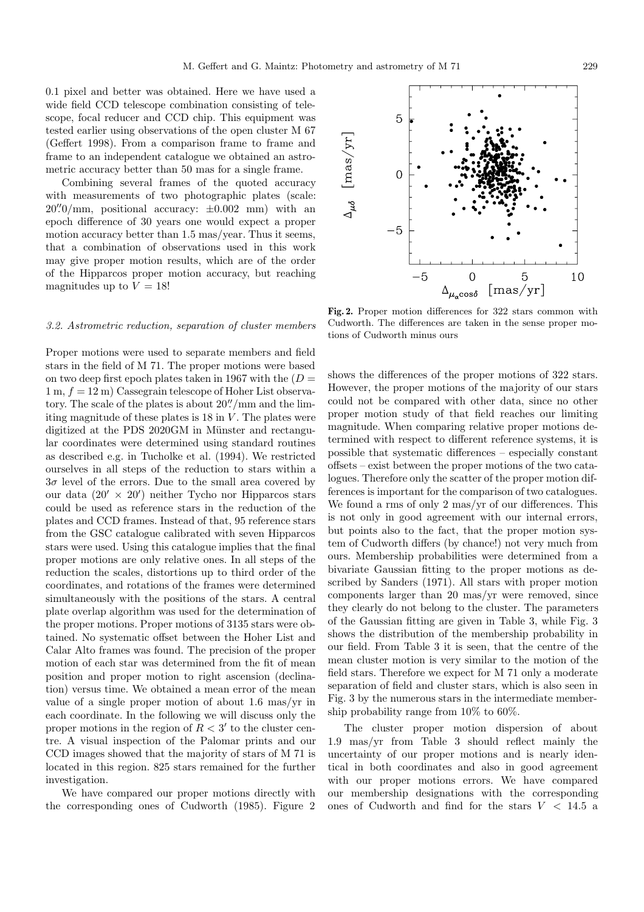0.1 pixel and better was obtained. Here we have used a wide field CCD telescope combination consisting of telescope, focal reducer and CCD chip. This equipment was tested earlier using observations of the open cluster M 67 (Geffert 1998). From a comparison frame to frame and frame to an independent catalogue we obtained an astrometric accuracy better than 50 mas for a single frame.

Combining several frames of the quoted accuracy with measurements of two photographic plates (scale: 20.″0/mm, positional accuracy: ±0.002 mm) with an epoch difference of 30 years one would expect a proper motion accuracy better than 1.5 mas/year. Thus it seems, that a combination of observations used in this work may give proper motion results, which are of the order of the Hipparcos proper motion accuracy, but reaching magnitudes up to $V = 18$!

### *3.2. Astrometric reduction, separation of cluster members*

Proper motions were used to separate members and field stars in the field of M 71. The proper motions were based on two deep first epoch plates taken in 1967 with the ($D = 1$ m, $f = 12$ m) Cassegrain telescope of Hoher List observatory. The scale of the plates is about 20″/mm and the limiting magnitude of these plates is 18 in $V$. The plates were digitized at the PDS 2020GM in Münster and rectangular coordinates were determined using standard routines as described e.g. in Tucholke et al. (1994). We restricted ourselves in all steps of the reduction to stars within a $3\sigma$ level of the errors. Due to the small area covered by our data ($20' \times 20'$) neither Tycho nor Hipparcos stars could be used as reference stars in the reduction of the plates and CCD frames. Instead of that, 95 reference stars from the GSC catalogue calibrated with seven Hipparcos stars were used. Using this catalogue implies that the final proper motions are only relative ones. In all steps of the reduction the scales, distortions up to third order of the coordinates, and rotations of the frames were determined simultaneously with the positions of the stars. A central plate overlap algorithm was used for the determination of the proper motions. Proper motions of 3135 stars were obtained. No systematic offset between the Hoher List and Calar Alto frames was found. The precision of the proper motion of each star was determined from the fit of mean position and proper motion to right ascension (declination) versus time. We obtained a mean error of the mean value of a single proper motion of about 1.6 mas/yr in each coordinate. In the following we will discuss only the proper motions in the region of $R < 3'$ to the cluster centre. A visual inspection of the Palomar prints and our CCD images showed that the majority of stars of M 71 is located in this region. 825 stars remained for the further investigation.

We have compared our proper motions directly with the corresponding ones of Cudworth (1985). Figure 2 shows the differences of the proper motions of 322 stars. However, the proper motions of the majority of our stars could not be compared with other data, since no other proper motion study of that field reaches our limiting magnitude. When comparing relative proper motions determined with respect to different reference systems, it is possible that systematic differences – especially constant offsets – exist between the proper motions of the two catalogues. Therefore only the scatter of the proper motion differences is important for the comparison of two catalogues. We found a rms of only 2 mas/yr of our differences. This is not only in good agreement with our internal errors, but points also to the fact, that the proper motion system of Cudworth differs (by chance!) not very much from ours. Membership probabilities were determined from a bivariate Gaussian fitting to the proper motions as described by Sanders (1971). All stars with proper motion components larger than 20 mas/yr were removed, since they clearly do not belong to the cluster. The parameters of the Gaussian fitting are given in Table 3, while Fig. 3 shows the distribution of the membership probability in our field. From Table 3 it is seen, that the centre of the mean cluster motion is very similar to the motion of the field stars. Therefore we expect for M 71 only a moderate separation of field and cluster stars, which is also seen in Fig. 3 by the numerous stars in the intermediate membership probability range from 10% to 60%.

**Fig. 2.** Proper motion differences for 322 stars common with Cudworth. The differences are taken in the sense proper motions of Cudworth minus ours

The cluster proper motion dispersion of about 1.9 mas/yr from Table 3 should reflect mainly the uncertainty of our proper motions and is nearly identical in both coordinates and also in good agreement with our proper motions errors. We have compared our membership designations with the corresponding ones of Cudworth and find for the stars $V < 14.5$ a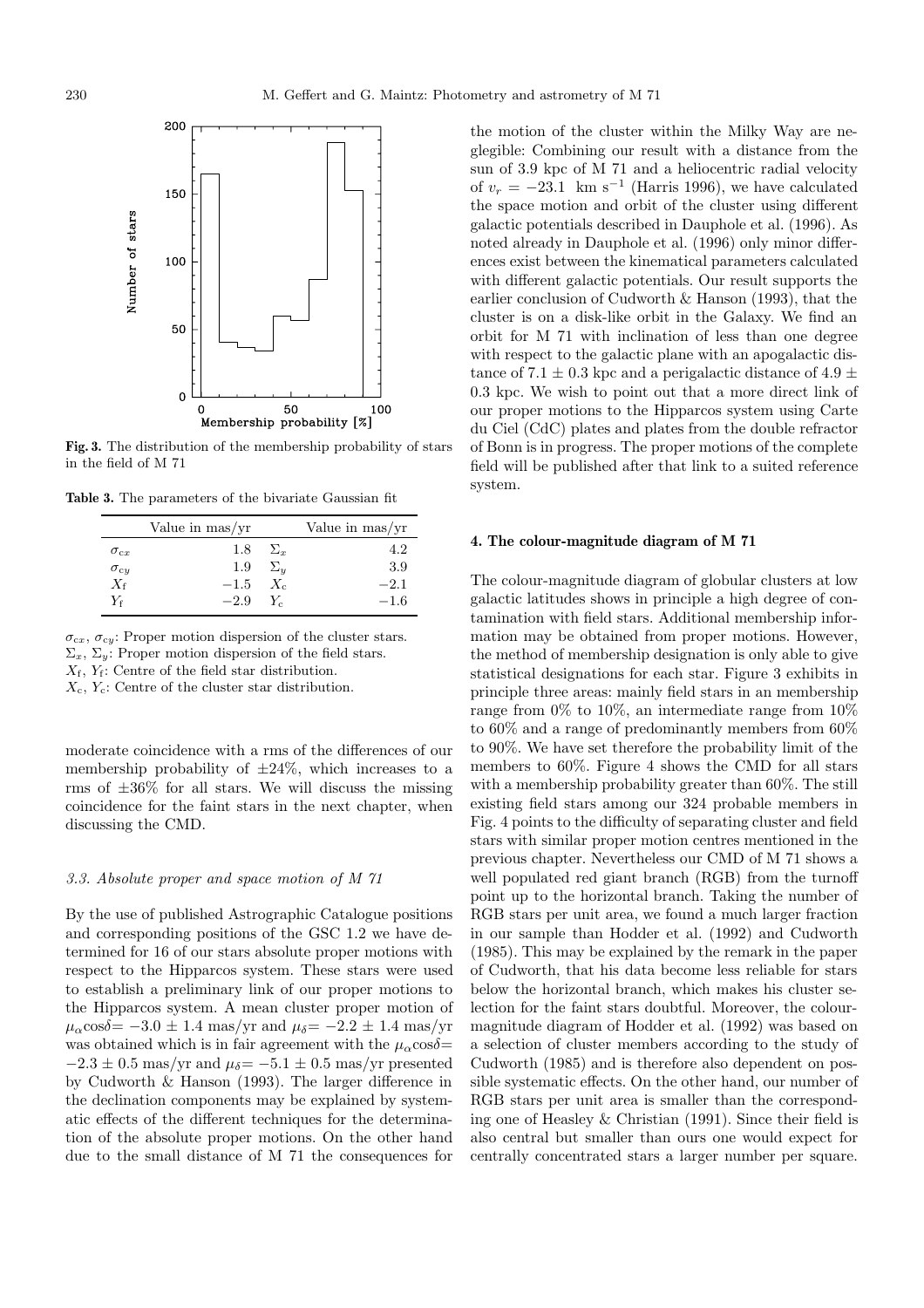**Fig. 3.** The distribution of the membership probability of stars in the field of M 71

**Table 3.** The parameters of the bivariate Gaussian fit

| | Value in mas/yr | | Value in mas/yr |
|---|---|---|---|
| $\sigma_{cx}$ | 1.8 | $\Sigma_x$ | 4.2 |
| $\sigma_{cy}$ | 1.9 | $\Sigma_y$ | 3.9 |
| $X_{\rm f}$ | $-1.5$ | $X_{\rm c}$ | $-2.1$ |
| $Y_{\rm f}$ | $-2.9$ | $Y_{\rm c}$ | $-1.6$ |

$\sigma_{cx}$, $\sigma_{cy}$: Proper motion dispersion of the cluster stars.
$\Sigma_x$, $\Sigma_y$: Proper motion dispersion of the field stars.
$X_{\rm f}$, $Y_{\rm f}$: Centre of the field star distribution.
$X_{\rm c}$, $Y_{\rm c}$: Centre of the cluster star distribution.

moderate coincidence with a rms of the differences of our membership probability of $\pm24\%$, which increases to a rms of $\pm36\%$ for all stars. We will discuss the missing coincidence for the faint stars in the next chapter, when discussing the CMD.

### *3.3. Absolute proper and space motion of M 71*

By the use of published Astrographic Catalogue positions and corresponding positions of the GSC 1.2 we have determined for 16 of our stars absolute proper motions with respect to the Hipparcos system. These stars were used to establish a preliminary link of our proper motions to the Hipparcos system. A mean cluster proper motion of $\mu_\alpha\cos\delta = -3.0 \pm 1.4$ mas/yr and $\mu_\delta = -2.2 \pm 1.4$ mas/yr was obtained which is in fair agreement with the $\mu_\alpha\cos\delta = -2.3 \pm 0.5$ mas/yr and $\mu_\delta = -5.1 \pm 0.5$ mas/yr presented by Cudworth & Hanson (1993). The larger difference in the declination components may be explained by systematic effects of the different techniques for the determination of the absolute proper motions. On the other hand due to the small distance of M 71 the consequences for the motion of the cluster within the Milky Way are negligible: Combining our result with a distance from the sun of 3.9 kpc of M 71 and a heliocentric radial velocity of $v_r = -23.1$ km s$^{-1}$ (Harris 1996), we have calculated the space motion and orbit of the cluster using different galactic potentials described in Dauphole et al. (1996). As noted already in Dauphole et al. (1996) only minor differences exist between the kinematical parameters calculated with different galactic potentials. Our result supports the earlier conclusion of Cudworth & Hanson (1993), that the cluster is on a disk-like orbit in the Galaxy. We find an orbit for M 71 with inclination of less than one degree with respect to the galactic plane with an apogalactic distance of $7.1 \pm 0.3$ kpc and a perigalactic distance of $4.9 \pm 0.3$ kpc. We wish to point out that a more direct link of our proper motions to the Hipparcos system using Carte du Ciel (CdC) plates and plates from the double refractor of Bonn is in progress. The proper motions of the complete field will be published after that link to a suited reference system.

## 4. The colour-magnitude diagram of M 71

The colour-magnitude diagram of globular clusters at low galactic latitudes shows in principle a high degree of contamination with field stars. Additional membership information may be obtained from proper motions. However, the method of membership designation is only able to give statistical designations for each star. Figure 3 exhibits in principle three areas: mainly field stars in an membership range from 0% to 10%, an intermediate range from 10% to 60% and a range of predominantly members from 60% to 90%. We have set therefore the probability limit of the members to 60%. Figure 4 shows the CMD for all stars with a membership probability greater than 60%. The still existing field stars among our 324 probable members in Fig. 4 points to the difficulty of separating cluster and field stars with similar proper motion centres mentioned in the previous chapter. Nevertheless our CMD of M 71 shows a well populated red giant branch (RGB) from the turnoff point up to the horizontal branch. Taking the number of RGB stars per unit area, we found a much larger fraction in our sample than Hodder et al. (1992) and Cudworth (1985). This may be explained by the remark in the paper of Cudworth, that his data become less reliable for stars below the horizontal branch, which makes his cluster selection for the faint stars doubtful. Moreover, the colour-magnitude diagram of Hodder et al. (1992) was based on a selection of cluster members according to the study of Cudworth (1985) and is therefore also dependent on possible systematic effects. On the other hand, our number of RGB stars per unit area is smaller than the corresponding one of Heasley & Christian (1991). Since their field is also central but smaller than ours one would expect for centrally concentrated stars a larger number per square.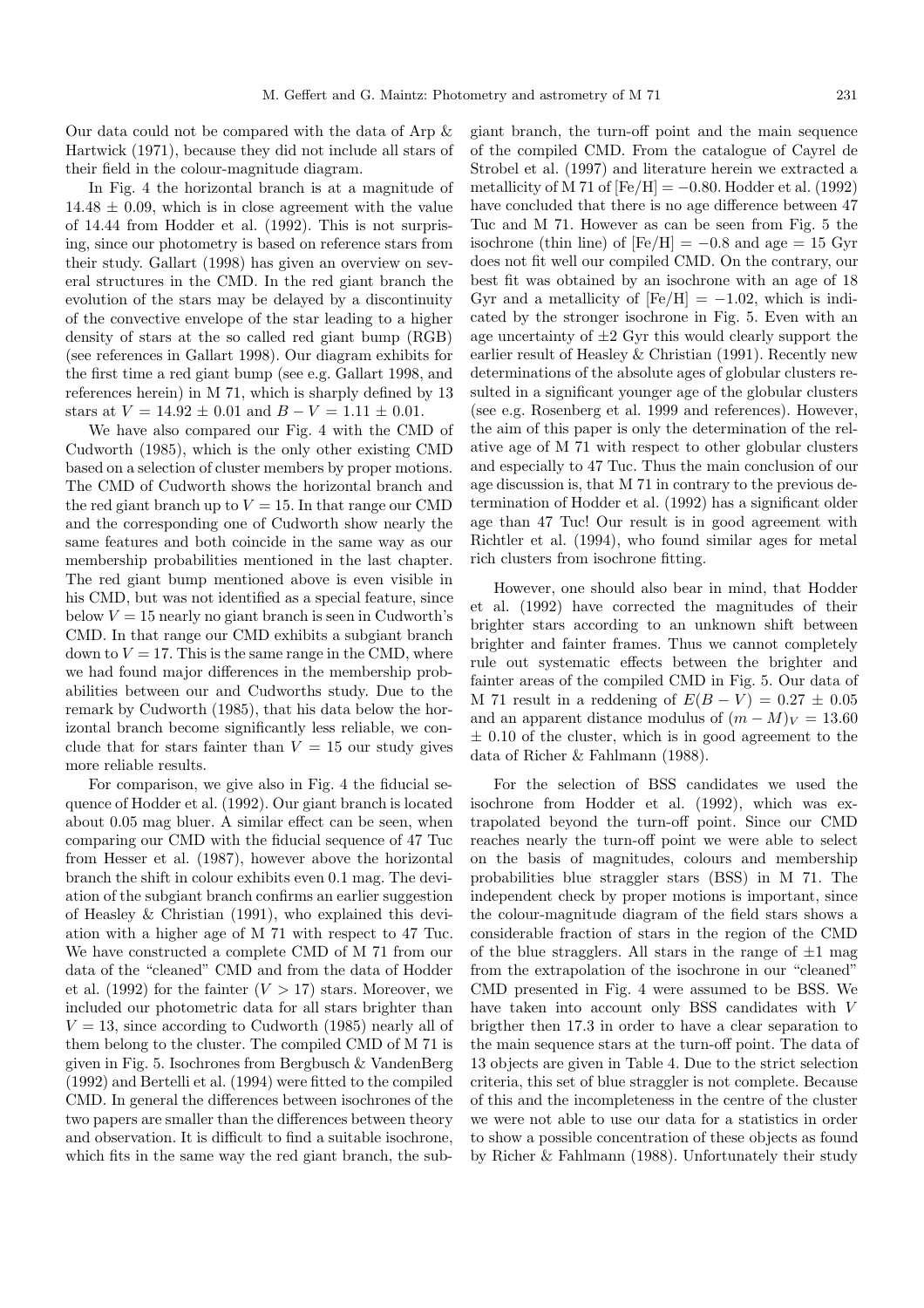Our data could not be compared with the data of Arp & Hartwick (1971), because they did not include all stars of their field in the colour-magnitude diagram.

In Fig. 4 the horizontal branch is at a magnitude of $14.48 \pm 0.09$, which is in close agreement with the value of 14.44 from Hodder et al. (1992). This is not surprising, since our photometry is based on reference stars from their study. Gallart (1998) has given an overview on several structures in the CMD. In the red giant branch the evolution of the stars may be delayed by a discontinuity of the convective envelope of the star leading to a higher density of stars at the so called red giant bump (RGB) (see references in Gallart 1998). Our diagram exhibits for the first time a red giant bump (see e.g. Gallart 1998, and references herein) in M 71, which is sharply defined by 13 stars at $V = 14.92 \pm 0.01$ and $B - V = 1.11 \pm 0.01$.

We have also compared our Fig. 4 with the CMD of Cudworth (1985), which is the only other existing CMD based on a selection of cluster members by proper motions. The CMD of Cudworth shows the horizontal branch and the red giant branch up to $V = 15$. In that range our CMD and the corresponding one of Cudworth show nearly the same features and both coincide in the same way as our membership probabilities mentioned in the last chapter. The red giant bump mentioned above is even visible in his CMD, but was not identified as a special feature, since below $V = 15$ nearly no giant branch is seen in Cudworth's CMD. In that range our CMD exhibits a subgiant branch down to $V = 17$. This is the same range in the CMD, where we had found major differences in the membership probabilities between our and Cudworths study. Due to the remark by Cudworth (1985), that his data below the horizontal branch become significantly less reliable, we conclude that for stars fainter than $V = 15$ our study gives more reliable results.

For comparison, we give also in Fig. 4 the fiducial sequence of Hodder et al. (1992). Our giant branch is located about 0.05 mag bluer. A similar effect can be seen, when comparing our CMD with the fiducial sequence of 47 Tuc from Hesser et al. (1987), however above the horizontal branch the shift in colour exhibits even 0.1 mag. The deviation of the subgiant branch confirms an earlier suggestion of Heasley & Christian (1991), who explained this deviation with a higher age of M 71 with respect to 47 Tuc. We have constructed a complete CMD of M 71 from our data of the "cleaned" CMD and from the data of Hodder et al. (1992) for the fainter ($V > 17$) stars. Moreover, we included our photometric data for all stars brighter than $V = 13$, since according to Cudworth (1985) nearly all of them belong to the cluster. The compiled CMD of M 71 is given in Fig. 5. Isochrones from Bergbusch & VandenBerg (1992) and Bertelli et al. (1994) were fitted to the compiled CMD. In general the differences between isochrones of the two papers are smaller than the differences between theory and observation. It is difficult to find a suitable isochrone, which fits in the same way the red giant branch, the subgiant branch, the turn-off point and the main sequence of the compiled CMD. From the catalogue of Cayrel de Strobel et al. (1997) and literature herein we extracted a metallicity of M 71 of $[\mathrm{Fe/H}] = -0.80$. Hodder et al. (1992) have concluded that there is no age difference between 47 Tuc and M 71. However as can be seen from Fig. 5 the isochrone (thin line) of $[\mathrm{Fe/H}] = -0.8$ and age = 15 Gyr does not fit well our compiled CMD. On the contrary, our best fit was obtained by an isochrone with an age of 18 Gyr and a metallicity of $[\mathrm{Fe/H}] = -1.02$, which is indicated by the stronger isochrone in Fig. 5. Even with an age uncertainty of $\pm 2$ Gyr this would clearly support the earlier result of Heasley & Christian (1991). Recently new determinations of the absolute ages of globular clusters resulted in a significant younger age of the globular clusters (see e.g. Rosenberg et al. 1999 and references). However, the aim of this paper is only the determination of the relative age of M 71 with respect to other globular clusters and especially to 47 Tuc. Thus the main conclusion of our age discussion is, that M 71 in contrary to the previous determination of Hodder et al. (1992) has a significant older age than 47 Tuc! Our result is in good agreement with Richtler et al. (1994), who found similar ages for metal rich clusters from isochrone fitting.

However, one should also bear in mind, that Hodder et al. (1992) have corrected the magnitudes of their brighter stars according to an unknown shift between brighter and fainter frames. Thus we cannot completely rule out systematic effects between the brighter and fainter areas of the compiled CMD in Fig. 5. Our data of M 71 result in a reddening of $E(B - V) = 0.27 \pm 0.05$ and an apparent distance modulus of $(m - M)_V = 13.60 \pm 0.10$ of the cluster, which is in good agreement to the data of Richer & Fahlmann (1988).

For the selection of BSS candidates we used the isochrone from Hodder et al. (1992), which was extrapolated beyond the turn-off point. Since our CMD reaches nearly the turn-off point we were able to select on the basis of magnitudes, colours and membership probabilities blue straggler stars (BSS) in M 71. The independent check by proper motions is important, since the colour-magnitude diagram of the field stars shows a considerable fraction of stars in the region of the CMD of the blue stragglers. All stars in the range of $\pm 1$ mag from the extrapolation of the isochrone in our "cleaned" CMD presented in Fig. 4 were assumed to be BSS. We have taken into account only BSS candidates with $V$ brigther then 17.3 in order to have a clear separation to the main sequence stars at the turn-off point. The data of 13 objects are given in Table 4. Due to the strict selection criteria, this set of blue straggler is not complete. Because of this and the incompleteness in the centre of the cluster we were not able to use our data for a statistics in order to show a possible concentration of these objects as found by Richer & Fahlmann (1988). Unfortunately their study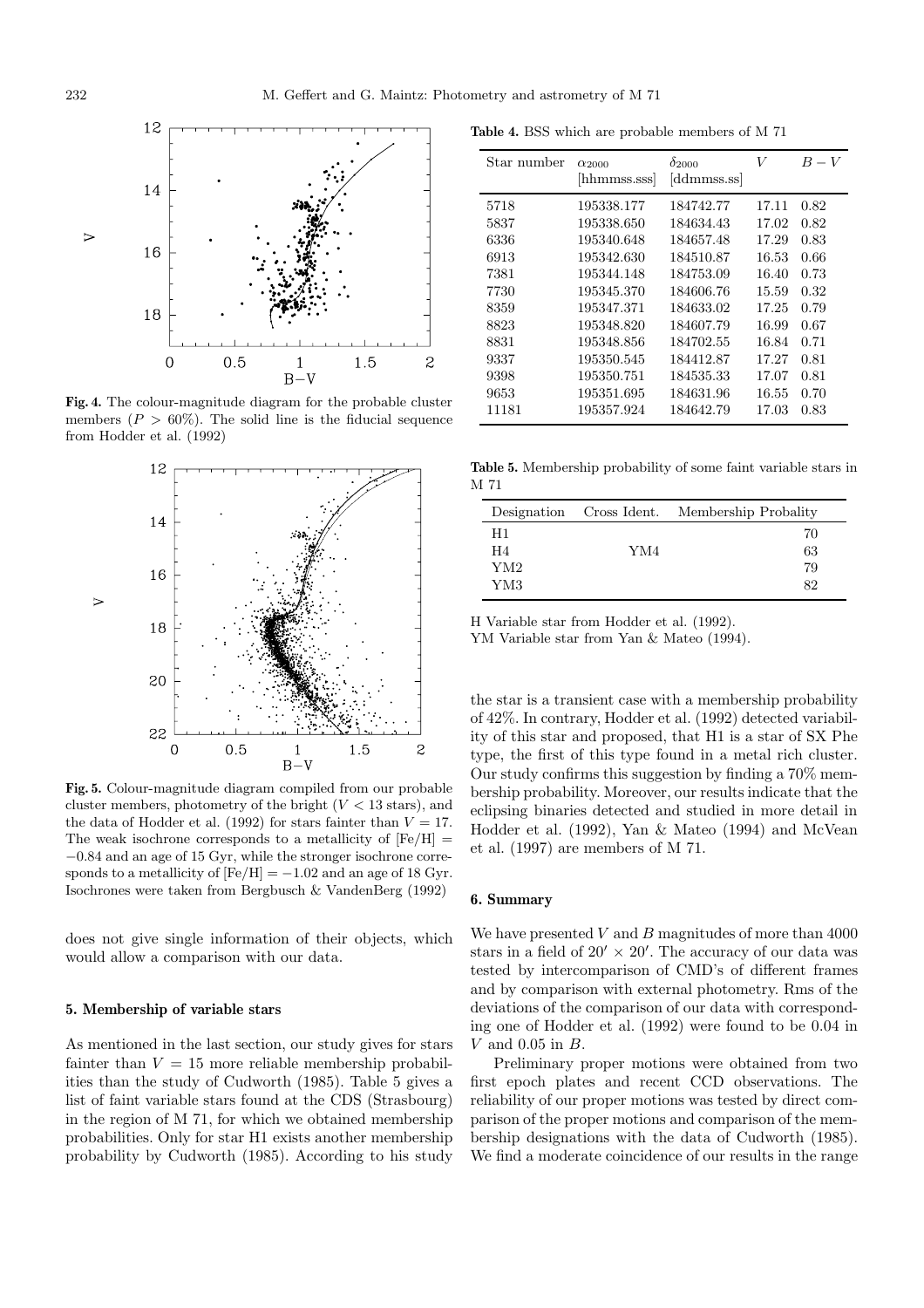**Fig. 4.** The colour-magnitude diagram for the probable cluster members ($P > 60\%$). The solid line is the fiducial sequence from Hodder et al. (1992)

**Fig. 5.** Colour-magnitude diagram compiled from our probable cluster members, photometry of the bright ($V < 13$ stars), and the data of Hodder et al. (1992) for stars fainter than $V = 17$. The weak isochrone corresponds to a metallicity of $[Fe/H] = -0.84$ and an age of 15 Gyr, while the stronger isochrone corresponds to a metallicity of $[Fe/H] = -1.02$ and an age of 18 Gyr. Isochrones were taken from Bergbusch & VandenBerg (1992)

does not give single information of their objects, which would allow a comparison with our data.

### 5. Membership of variable stars

As mentioned in the last section, our study gives for stars fainter than $V = 15$ more reliable membership probabilities than the study of Cudworth (1985). Table 5 gives a list of faint variable stars found at the CDS (Strasbourg) in the region of M 71, for which we obtained membership probabilities. Only for star H1 exists another membership probability by Cudworth (1985). According to his study the star is a transient case with a membership probability of 42%. In contrary, Hodder et al. (1992) detected variability of this star and proposed, that H1 is a star of SX Phe type, the first of this type found in a metal rich cluster. Our study confirms this suggestion by finding a 70% membership probability. Moreover, our results indicate that the eclipsing binaries detected and studied in more detail in Hodder et al. (1992), Yan & Mateo (1994) and McVean et al. (1997) are members of M 71.

**Table 4.** BSS which are probable members of M 71

| Star number | $\alpha_{2000}$ [hhmmss.sss] | $\delta_{2000}$ [ddmmss.ss] | $V$ | $B-V$ |
|---|---|---|---|---|
| 5718 | 195338.177 | 184742.77 | 17.11 | 0.82 |
| 5837 | 195338.650 | 184634.43 | 17.02 | 0.82 |
| 6336 | 195340.648 | 184657.48 | 17.29 | 0.83 |
| 6913 | 195342.630 | 184510.87 | 16.53 | 0.66 |
| 7381 | 195344.148 | 184753.09 | 16.40 | 0.73 |
| 7730 | 195345.370 | 184606.76 | 15.59 | 0.32 |
| 8359 | 195347.371 | 184633.02 | 17.25 | 0.79 |
| 8823 | 195348.820 | 184607.79 | 16.99 | 0.67 |
| 8831 | 195348.856 | 184702.55 | 16.84 | 0.71 |
| 9337 | 195350.545 | 184412.87 | 17.27 | 0.81 |
| 9398 | 195350.751 | 184535.33 | 17.07 | 0.81 |
| 9653 | 195351.695 | 184631.96 | 16.55 | 0.70 |
| 11181 | 195357.924 | 184642.79 | 17.03 | 0.83 |

**Table 5.** Membership probability of some faint variable stars in M 71

| Designation | Cross Ident. | Membership Probality |
|---|---|---|
| H1 | | 70 |
| H4 | YM4 | 63 |
| YM2 | | 79 |
| YM3 | | 82 |

H Variable star from Hodder et al. (1992).
YM Variable star from Yan & Mateo (1994).

### 6. Summary

We have presented $V$ and $B$ magnitudes of more than 4000 stars in a field of $20' \times 20'$. The accuracy of our data was tested by intercomparison of CMD's of different frames and by comparison with external photometry. Rms of the deviations of the comparison of our data with corresponding one of Hodder et al. (1992) were found to be 0.04 in $V$ and 0.05 in $B$.

Preliminary proper motions were obtained from two first epoch plates and recent CCD observations. The reliability of our proper motions was tested by direct comparison of the proper motions and comparison of the membership designations with the data of Cudworth (1985). We find a moderate coincidence of our results in the range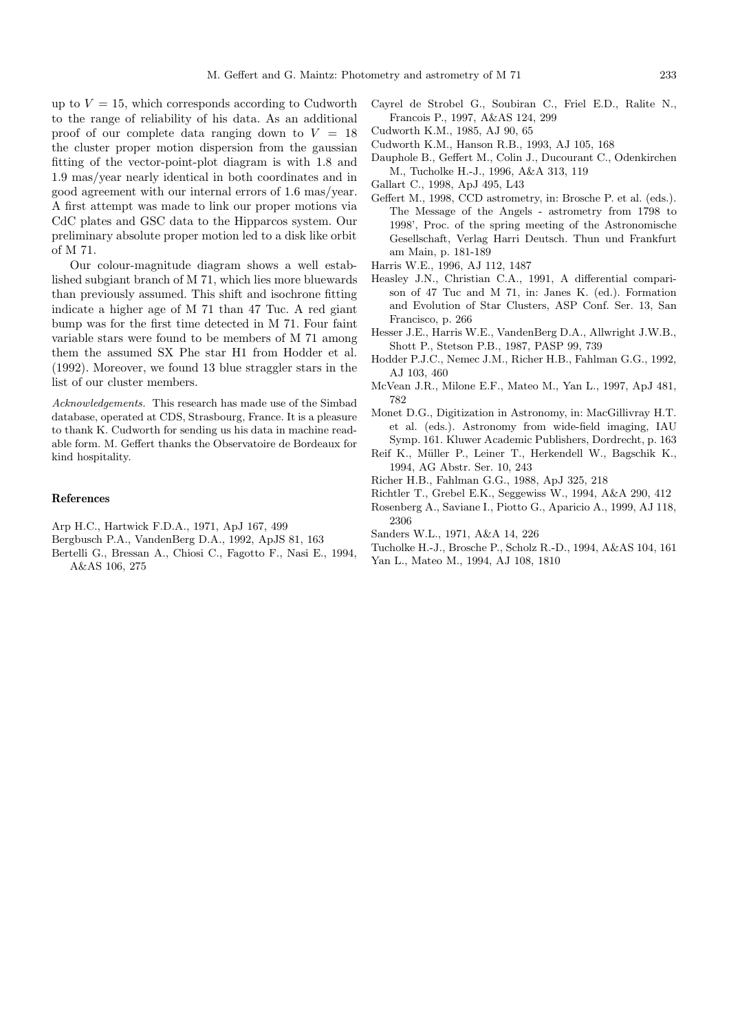up to $V = 15$, which corresponds according to Cudworth to the range of reliability of his data. As an additional proof of our complete data ranging down to $V = 18$ the cluster proper motion dispersion from the gaussian fitting of the vector-point-plot diagram is with 1.8 and 1.9 mas/year nearly identical in both coordinates and in good agreement with our internal errors of 1.6 mas/year. A first attempt was made to link our proper motions via CdC plates and GSC data to the Hipparcos system. Our preliminary absolute proper motion led to a disk like orbit of M 71.

Our colour-magnitude diagram shows a well established subgiant branch of M 71, which lies more bluewards than previously assumed. This shift and isochrone fitting indicate a higher age of M 71 than 47 Tuc. A red giant bump was for the first time detected in M 71. Four faint variable stars were found to be members of M 71 among them the assumed SX Phe star H1 from Hodder et al. (1992). Moreover, we found 13 blue straggler stars in the list of our cluster members.

*Acknowledgements.* This research has made use of the Simbad database, operated at CDS, Strasbourg, France. It is a pleasure to thank K. Cudworth for sending us his data in machine readable form. M. Geffert thanks the Observatoire de Bordeaux for kind hospitality.

## References

Arp H.C., Hartwick F.D.A., 1971, ApJ 167, 499

Bergbusch P.A., VandenBerg D.A., 1992, ApJS 81, 163

Bertelli G., Bressan A., Chiosi C., Fagotto F., Nasi E., 1994, A&AS 106, 275

Cayrel de Strobel G., Soubiran C., Friel E.D., Ralite N., Francois P., 1997, A&AS 124, 299

Cudworth K.M., 1985, AJ 90, 65

Cudworth K.M., Hanson R.B., 1993, AJ 105, 168

Dauphole B., Geffert M., Colin J., Ducourant C., Odenkirchen M., Tucholke H.-J., 1996, A&A 313, 119

Gallart C., 1998, ApJ 495, L43

Geffert M., 1998, CCD astrometry, in: Brosche P. et al. (eds.). The Message of the Angels - astrometry from 1798 to 1998', Proc. of the spring meeting of the Astronomische Gesellschaft, Verlag Harri Deutsch. Thun und Frankfurt am Main, p. 181-189

Harris W.E., 1996, AJ 112, 1487

Heasley J.N., Christian C.A., 1991, A differential comparison of 47 Tuc and M 71, in: Janes K. (ed.). Formation and Evolution of Star Clusters, ASP Conf. Ser. 13, San Francisco, p. 266

Hesser J.E., Harris W.E., VandenBerg D.A., Allwright J.W.B., Shott P., Stetson P.B., 1987, PASP 99, 739

Hodder P.J.C., Nemec J.M., Richer H.B., Fahlman G.G., 1992, AJ 103, 460

McVean J.R., Milone E.F., Mateo M., Yan L., 1997, ApJ 481, 782

Monet D.G., Digitization in Astronomy, in: MacGillivray H.T. et al. (eds.). Astronomy from wide-field imaging, IAU Symp. 161. Kluwer Academic Publishers, Dordrecht, p. 163

Reif K., Müller P., Leiner T., Herkendell W., Bagschik K., 1994, AG Abstr. Ser. 10, 243

Richer H.B., Fahlman G.G., 1988, ApJ 325, 218

Richtler T., Grebel E.K., Seggewiss W., 1994, A&A 290, 412

Rosenberg A., Saviane I., Piotto G., Aparicio A., 1999, AJ 118, 2306

Sanders W.L., 1971, A&A 14, 226

Tucholke H.-J., Brosche P., Scholz R.-D., 1994, A&AS 104, 161

Yan L., Mateo M., 1994, AJ 108, 1810